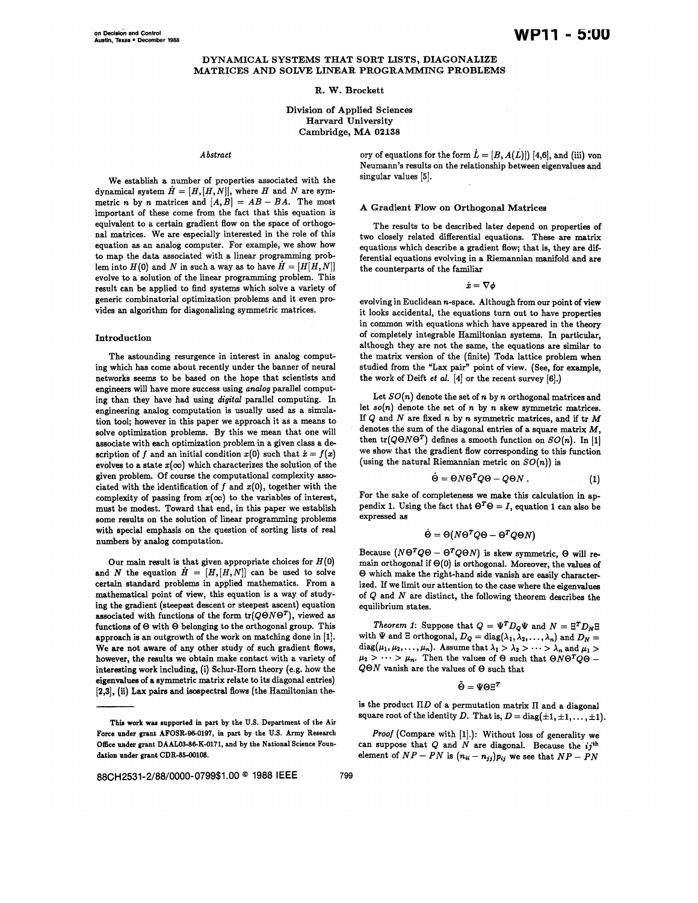# DYNAMICAL SYSTEMS THAT SORT LISTS, DIAGONALIZE MATRICES AND SOLVE LINEAR PROGRAMMING PROBLEMS

R. W. Brockett

Division of Applied Sciences
Harvard University
Cambridge, MA 02138

### Abstract

We establish a number of properties associated with the dynamical system $\dot{H} = [H,[H,N]]$, where $H$ and $N$ are symmetric $n$ by $n$ matrices and $[A,B] = AB - BA$. The most important of these come from the fact that this equation is equivalent to a certain gradient flow on the space of orthogonal matrices. We are especially interested in the role of this equation as an analog computer. For example, we show how to map the data associated with a linear programming problem into $H(0)$ and $N$ in such a way as to have $\dot{H} = [H[H,N]]$ evolve to a solution of the linear programming problem. This result can be applied to find systems which solve a variety of generic combinatorial optimization problems and it even provides an algorithm for diagonalizing symmetric matrices.

## Introduction

The astounding resurgence in interest in analog computing which has come about recently under the banner of neural networks seems to be based on the hope that scientists and engineers will have more success using *analog* parallel computing than they have had using *digital* parallel computing. In engineering analog computation is usually used as a simulation tool; however in this paper we approach it as a means to solve optimization problems. By this we mean that one will associate with each optimization problem in a given class a description of $f$ and an initial condition $x(0)$ such that $\dot{x} = f(x)$ evolves to a state $x(\infty)$ which characterizes the solution of the given problem. Of course the computational complexity associated with the identification of $f$ and $x(0)$, together with the complexity of passing from $x(\infty)$ to the variables of interest, must be modest. Toward that end, in this paper we establish some results on the solution of linear programming problems with special emphasis on the question of sorting lists of real numbers by analog computation.

Our main result is that given appropriate choices for $H(0)$ and $N$ the equation $\dot{H} = [H,[H,N]]$ can be used to solve certain standard problems in applied mathematics. From a mathematical point of view, this equation is a way of studying the gradient (steepest descent or steepest ascent) equation associated with functions of the form $\operatorname{tr}(Q\Theta N\Theta^T)$, viewed as functions of $\Theta$ with $\Theta$ belonging to the orthogonal group. This approach is an outgrowth of the work on matching done in [1]. We are not aware of any other study of such gradient flows, however, the results we obtain make contact with a variety of interesting work including, (i) Schur-Horn theory (e.g. how the eigenvalues of a symmetric matrix relate to its diagonal entries) [2,3], (ii) Lax pairs and isospectral flows (the Hamiltonian theory of equations for the form $\dot{L} = [B, A(L)]$) [4,6], and (iii) von Neumann's results on the relationship between eigenvalues and singular values [5].

## A Gradient Flow on Orthogonal Matrices

The results to be described later depend on properties of two closely related differential equations. These are matrix equations which describe a gradient flow; that is, they are differential equations evolving in a Riemannian manifold and are the counterparts of the familiar

$$\dot{x} = \nabla\phi$$

evolving in Euclidean $n$-space. Although from our point of view it looks accidental, the equations turn out to have properties in common with equations which have appeared in the theory of completely integrable Hamiltonian systems. In particular, although they are not the same, the equations are similar to the matrix version of the (finite) Toda lattice problem when studied from the "Lax pair" point of view. (See, for example, the work of Deift *et al.* [4] or the recent survey [6].)

Let $SO(n)$ denote the set of $n$ by $n$ orthogonal matrices and let $so(n)$ denote the set of $n$ by $n$ skew symmetric matrices. If $Q$ and $N$ are fixed $n$ by $n$ symmetric matrices, and if $\operatorname{tr} M$ denotes the sum of the diagonal entries of a square matrix $M$, then $\operatorname{tr}(Q\Theta N\Theta^T)$ defines a smooth function on $SO(n)$. In [1] we show that the gradient flow corresponding to this function (using the natural Riemannian metric on $SO(n)$) is

$$\dot{\Theta} = \Theta N\Theta^T Q\Theta - Q\Theta N\,. \tag{1}$$

For the sake of completeness we make this calculation in appendix 1. Using the fact that $\Theta^T\Theta = I$, equation 1 can also be expressed as

$$\dot{\Theta} = \Theta(N\Theta^T Q\Theta - \Theta^T Q\Theta N)$$

Because $(N\Theta^T Q\Theta - \Theta^T Q\Theta N)$ is skew symmetric, $\Theta$ will remain orthogonal if $\Theta(0)$ is orthogonal. Moreover, the values of $\Theta$ which make the right-hand side vanish are easily characterized. If we limit our attention to the case where the eigenvalues of $Q$ and $N$ are distinct, the following theorem describes the equilibrium states.

*Theorem 1*: Suppose that $Q = \Psi^T D_Q \Psi$ and $N = \Xi^T D_N \Xi$ with $\Psi$ and $\Xi$ orthogonal, $D_Q = \operatorname{diag}(\lambda_1, \lambda_2, \ldots, \lambda_n)$ and $D_N = \operatorname{diag}(\mu_1, \mu_2, \ldots, \mu_n)$. Assume that $\lambda_1 > \lambda_2 > \cdots > \lambda_n$ and $\mu_1 > \mu_2 > \cdots > \mu_n$. Then the values of $\Theta$ such that $\Theta N\Theta^T Q\Theta - Q\Theta N$ vanish are the values of $\Theta$ such that

$$\tilde{\Theta} = \Psi\Theta\Xi^T$$

is the product $\Pi D$ of a permutation matrix $\Pi$ and a diagonal square root of the identity $D$. That is, $D = \operatorname{diag}(\pm 1, \pm 1, \ldots, \pm 1)$.

*Proof* (Compare with [1].): Without loss of generality we can suppose that $Q$ and $N$ are diagonal. Because the $ij^{\text{th}}$ element of $NP - PN$ is $(n_{ii} - n_{jj})p_{ij}$ we see that $NP - PN$

---

This work was supported in part by the U.S. Department of the Air Force under grant AFOSR-96-0197, in part by the U.S. Army Research Office under grant DAAL03-86-K-0171, and by the National Science Foundation under grant CDR-85-00108.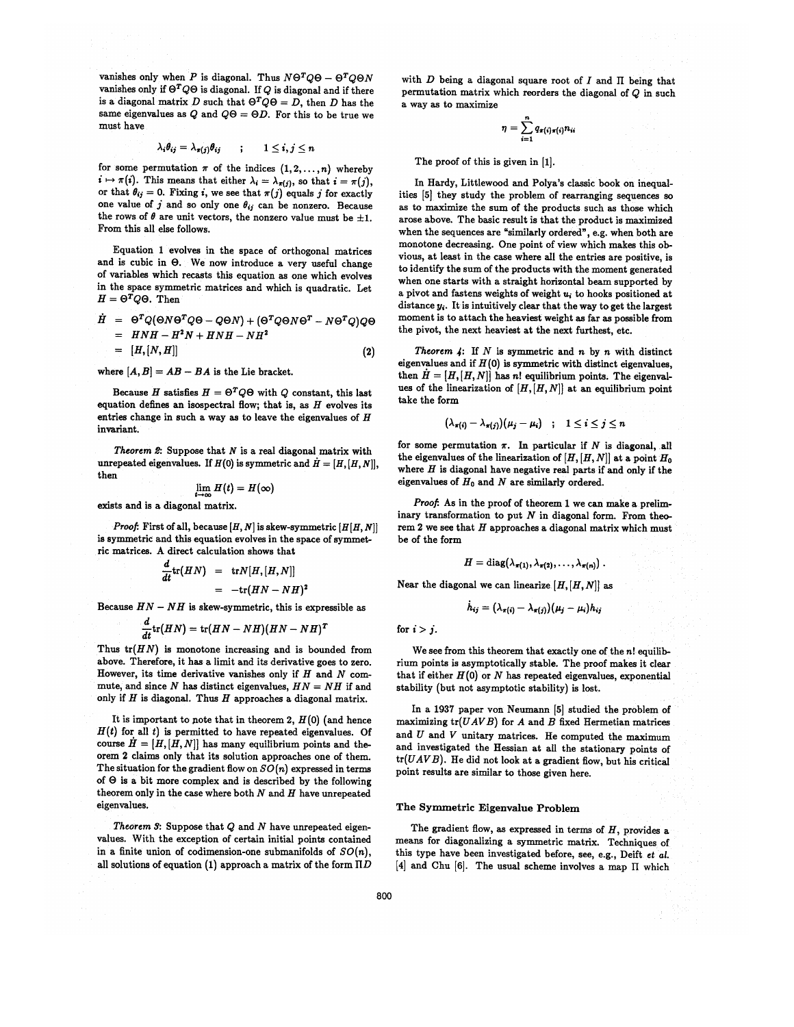vanishes only when $P$ is diagonal. Thus $N\Theta^T Q\Theta - \Theta^T Q\Theta N$ vanishes only if $\Theta^T Q\Theta$ is diagonal. If $Q$ is diagonal and if there is a diagonal matrix $D$ such that $\Theta^T Q\Theta = D$, then $D$ has the same eigenvalues as $Q$ and $Q\Theta = \Theta D$. For this to be true we must have

$$\lambda_i \theta_{ij} = \lambda_{\pi(j)} \theta_{ij} \quad ; \quad 1 \leq i, j \leq n$$

for some permutation $\pi$ of the indices $(1, 2, \ldots, n)$ whereby $i \mapsto \pi(i)$. This means that either $\lambda_i = \lambda_{\pi(j)}$, so that $i = \pi(j)$, or that $\theta_{ij} = 0$. Fixing $i$, we see that $\pi(j)$ equals $j$ for exactly one value of $j$ and so only one $\theta_{ij}$ can be nonzero. Because the rows of $\theta$ are unit vectors, the nonzero value must be $\pm 1$. From this all else follows.

Equation 1 evolves in the space of orthogonal matrices and is cubic in $\Theta$. We now introduce a very useful change of variables which recasts this equation as one which evolves in the space symmetric matrices and which is quadratic. Let $H = \Theta^T Q\Theta$. Then

$$\begin{aligned}
\dot{H} &= \Theta^T Q(\Theta N\Theta^T Q\Theta - Q\Theta N) + (\Theta^T Q\Theta N\Theta^T - N\Theta^T Q)Q\Theta \\
&= HNH - H^2 N + HNH - NH^2 \\
&= [H, [N, H]] \qquad (2)
\end{aligned}$$

where $[A, B] = AB - BA$ is the Lie bracket.

Because $H$ satisfies $H = \Theta^T Q\Theta$ with $Q$ constant, this last equation defines an isospectral flow; that is, as $H$ evolves its entries change in such a way as to leave the eigenvalues of $H$ invariant.

*Theorem 2*: Suppose that $N$ is a real diagonal matrix with unrepeated eigenvalues. If $H(0)$ is symmetric and $\dot{H} = [H, [H, N]]$, then

$$\lim_{t \to \infty} H(t) = H(\infty)$$

exists and is a diagonal matrix.

*Proof*: First of all, because $[H, N]$ is skew-symmetric $[H[H, N]]$ is symmetric and this equation evolves in the space of symmetric matrices. A direct calculation shows that

$$\begin{aligned}
\frac{d}{dt}\mathrm{tr}(HN) &= \mathrm{tr}N[H, [H, N]] \\
&= -\mathrm{tr}(HN - NH)^2
\end{aligned}$$

Because $HN - NH$ is skew-symmetric, this is expressible as

$$\frac{d}{dt}\mathrm{tr}(HN) = \mathrm{tr}(HN - NH)(HN - NH)^T$$

Thus $\mathrm{tr}(HN)$ is monotone increasing and is bounded from above. Therefore, it has a limit and its derivative goes to zero. However, its time derivative vanishes only if $H$ and $N$ commute, and since $N$ has distinct eigenvalues, $HN = NH$ if and only if $H$ is diagonal. Thus $H$ approaches a diagonal matrix.

It is important to note that in theorem 2, $H(0)$ (and hence $H(t)$ for all $t$) is permitted to have repeated eigenvalues. Of course $\dot{H} = [H, [H, N]]$ has many equilibrium points and theorem 2 claims only that its solution approaches one of them. The situation for the gradient flow on $SO(n)$ expressed in terms of $\Theta$ is a bit more complex and is described by the following theorem only in the case where both $N$ and $H$ have unrepeated eigenvalues.

*Theorem 3*: Suppose that $Q$ and $N$ have unrepeated eigenvalues. With the exception of certain initial points contained in a finite union of codimension-one submanifolds of $SO(n)$, all solutions of equation (1) approach a matrix of the form $\Pi D$ with $D$ being a diagonal square root of $I$ and $\Pi$ being that permutation matrix which reorders the diagonal of $Q$ in such a way as to maximize

$$\eta = \sum_{i=1}^{n} q_{\pi(i)\pi(i)} n_{ii}$$

The proof of this is given in [1].

In Hardy, Littlewood and Polya's classic book on inequalities [5] they study the problem of rearranging sequences so as to maximize the sum of the products such as those which arose above. The basic result is that the product is maximized when the sequences are "similarly ordered", e.g. when both are monotone decreasing. One point of view which makes this obvious, at least in the case where all the entries are positive, is to identify the sum of the products with the moment generated when one starts with a straight horizontal beam supported by a pivot and fastens weights of weight $u_i$ to hooks positioned at distance $y_i$. It is intuitively clear that the way to get the largest moment is to attach the heaviest weight as far as possible from the pivot, the next heaviest at the next furthest, etc.

*Theorem 4*: If $N$ is symmetric and $n$ by $n$ with distinct eigenvalues and if $H(0)$ is symmetric with distinct eigenvalues, then $\dot{H} = [H, [H, N]]$ has $n!$ equilibrium points. The eigenvalues of the linearization of $[H, [H, N]]$ at an equilibrium point take the form

$$(\lambda_{\pi(i)} - \lambda_{\pi(j)})(\mu_j - \mu_i) \quad ; \quad 1 \leq i \leq j \leq n$$

for some permutation $\pi$. In particular if $N$ is diagonal, all the eigenvalues of the linearization of $[H, [H, N]]$ at a point $H_0$ where $H$ is diagonal have negative real parts if and only if the eigenvalues of $H_0$ and $N$ are similarly ordered.

*Proof*: As in the proof of theorem 1 we can make a preliminary transformation to put $N$ in diagonal form. From theorem 2 we see that $H$ approaches a diagonal matrix which must be of the form

$$H = \mathrm{diag}(\lambda_{\pi(1)}, \lambda_{\pi(2)}, \ldots, \lambda_{\pi(n)}) .$$

Near the diagonal we can linearize $[H, [H, N]]$ as

$$\dot{h}_{ij} = (\lambda_{\pi(i)} - \lambda_{\pi(j)})(\mu_j - \mu_i)h_{ij}$$

for $i > j$.

We see from this theorem that exactly one of the $n!$ equilibrium points is asymptotically stable. The proof makes it clear that if either $H(0)$ or $N$ has repeated eigenvalues, exponential stability (but not asymptotic stability) is lost.

In a 1937 paper von Neumann [5] studied the problem of maximizing $\mathrm{tr}(UAVB)$ for $A$ and $B$ fixed Hermetian matrices and $U$ and $V$ unitary matrices. He computed the maximum and investigated the Hessian at all the stationary points of $\mathrm{tr}(UAVB)$. He did not look at a gradient flow, but his critical point results are similar to those given here.

## The Symmetric Eigenvalue Problem

The gradient flow, as expressed in terms of $H$, provides a means for diagonalizing a symmetric matrix. Techniques of this type have been investigated before, see, e.g., Deift *et al.* [4] and Chu [6]. The usual scheme involves a map $\Pi$ which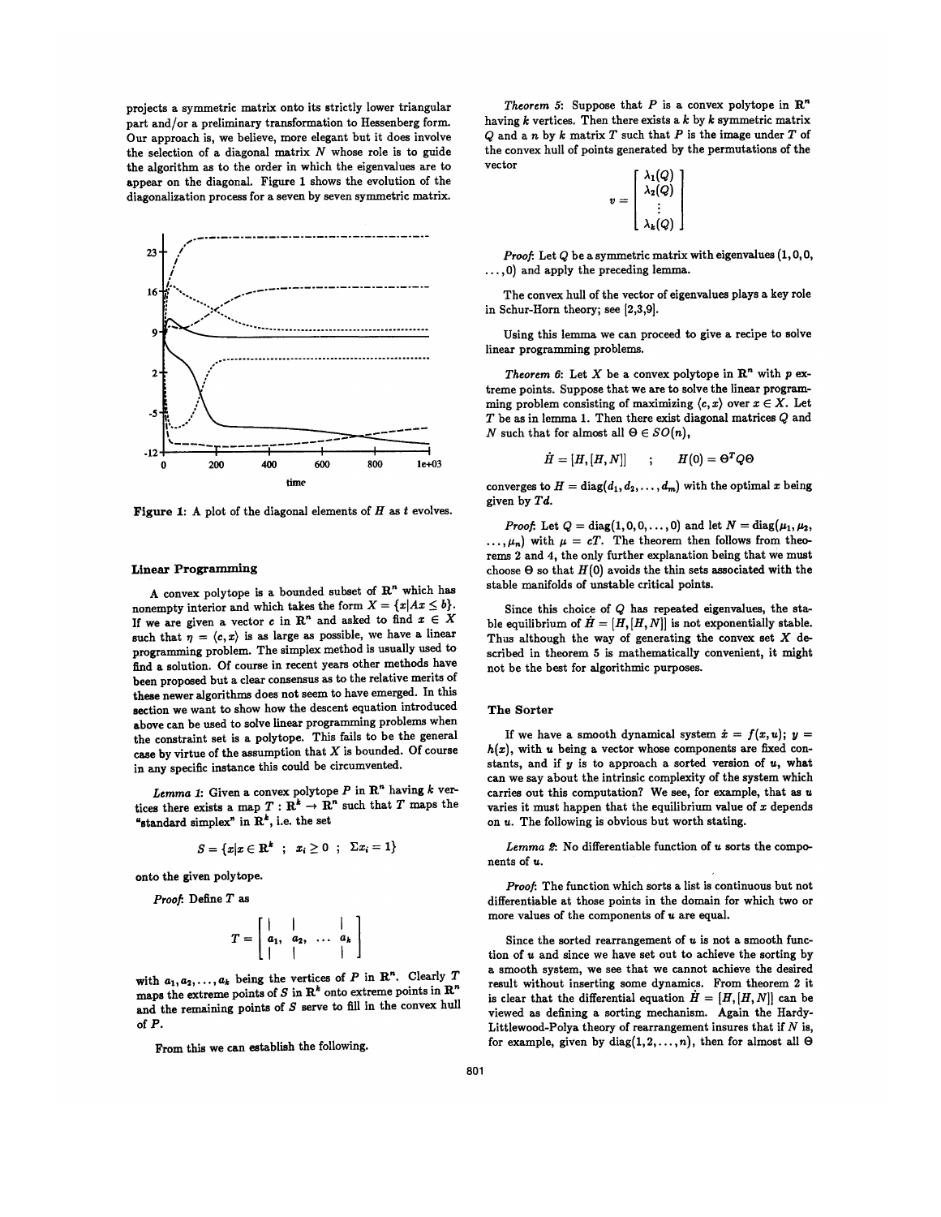projects a symmetric matrix onto its strictly lower triangular part and/or a preliminary transformation to Hessenberg form. Our approach is, we believe, more elegant but it does involve the selection of a diagonal matrix $N$ whose role is to guide the algorithm as to the order in which the eigenvalues are to appear on the diagonal. Figure 1 shows the evolution of the diagonalization process for a seven by seven symmetric matrix.

**Figure 1:** A plot of the diagonal elements of $H$ as $t$ evolves.

### Linear Programming

A convex polytope is a bounded subset of $\mathbf{R}^n$ which has nonempty interior and which takes the form $X = \{x | Ax \leq b\}$. If we are given a vector $c$ in $\mathbf{R}^n$ and asked to find $x \in X$ such that $\eta = \langle c, x \rangle$ is as large as possible, we have a linear programming problem. The simplex method is usually used to find a solution. Of course in recent years other methods have been proposed but a clear consensus as to the relative merits of these newer algorithms does not seem to have emerged. In this section we want to show how the descent equation introduced above can be used to solve linear programming problems when the constraint set is a polytope. This fails to be the general case by virtue of the assumption that $X$ is bounded. Of course in any specific instance this could be circumvented.

*Lemma 1*: Given a convex polytope $P$ in $\mathbf{R}^n$ having $k$ vertices there exists a map $T : \mathbf{R}^k \rightarrow \mathbf{R}^n$ such that $T$ maps the "standard simplex" in $\mathbf{R}^k$, i.e. the set

$$S = \{x | x \in \mathbf{R}^k \ ; \ x_i \geq 0 \ ; \ \Sigma x_i = 1\}$$

onto the given polytope.

*Proof*: Define $T$ as

$$T = \begin{bmatrix} | & | & & | \\ a_1, & a_2, & \cdots & a_k \\ | & | & & | \end{bmatrix}$$

with $a_1, a_2, \ldots, a_k$ being the vertices of $P$ in $\mathbf{R}^n$. Clearly $T$ maps the extreme points of $S$ in $\mathbf{R}^k$ onto extreme points in $\mathbf{R}^n$ and the remaining points of $S$ serve to fill in the convex hull of $P$.

From this we can establish the following.

*Theorem 5*: Suppose that $P$ is a convex polytope in $\mathbf{R}^n$ having $k$ vertices. Then there exists a $k$ by $k$ symmetric matrix $Q$ and a $n$ by $k$ matrix $T$ such that $P$ is the image under $T$ of the convex hull of points generated by the permutations of the vector

$$v = \begin{bmatrix} \lambda_1(Q) \\ \lambda_2(Q) \\ \vdots \\ \lambda_k(Q) \end{bmatrix}$$

*Proof*: Let $Q$ be a symmetric matrix with eigenvalues $(1, 0, 0, \ldots, 0)$ and apply the preceding lemma.

The convex hull of the vector of eigenvalues plays a key role in Schur-Horn theory; see [2,3,9].

Using this lemma we can proceed to give a recipe to solve linear programming problems.

*Theorem 6*: Let $X$ be a convex polytope in $\mathbf{R}^n$ with $p$ extreme points. Suppose that we are to solve the linear programming problem consisting of maximizing $\langle c, x \rangle$ over $x \in X$. Let $T$ be as in lemma 1. Then there exist diagonal matrices $Q$ and $N$ such that for almost all $\Theta \in SO(n)$,

$$\dot{H} = [H, [H, N]] \quad ; \quad H(0) = \Theta^T Q \Theta$$

converges to $H = \text{diag}(d_1, d_2, \ldots, d_m)$ with the optimal $x$ being given by $Td$.

*Proof*: Let $Q = \text{diag}(1, 0, 0, \ldots, 0)$ and let $N = \text{diag}(\mu_1, \mu_2, \ldots, \mu_n)$ with $\mu = cT$. The theorem then follows from theorems 2 and 4, the only further explanation being that we must choose $\Theta$ so that $H(0)$ avoids the thin sets associated with the stable manifolds of unstable critical points.

Since this choice of $Q$ has repeated eigenvalues, the stable equilibrium of $\dot{H} = [H, [H, N]]$ is not exponentially stable. Thus although the way of generating the convex set $X$ described in theorem 5 is mathematically convenient, it might not be the best for algorithmic purposes.

### The Sorter

If we have a smooth dynamical system $\dot{x} = f(x, u)$; $y = h(x)$, with $u$ being a vector whose components are fixed constants, and if $y$ is to approach a sorted version of $u$, what can we say about the intrinsic complexity of the system which carries out this computation? We see, for example, that as $u$ varies it must happen that the equilibrium value of $x$ depends on $u$. The following is obvious but worth stating.

*Lemma 2*: No differentiable function of $u$ sorts the components of $u$.

*Proof*: The function which sorts a list is continuous but not differentiable at those points in the domain for which two or more values of the components of $u$ are equal.

Since the sorted rearrangement of $u$ is not a smooth function of $u$ and since we have set out to achieve the sorting by a smooth system, we see that we cannot achieve the desired result without inserting some dynamics. From theorem 2 it is clear that the differential equation $\dot{H} = [H, [H, N]]$ can be viewed as defining a sorting mechanism. Again the Hardy-Littlewood-Polya theory of rearrangement insures that if $N$ is, for example, given by $\text{diag}(1, 2, \ldots, n)$, then for almost all $\Theta$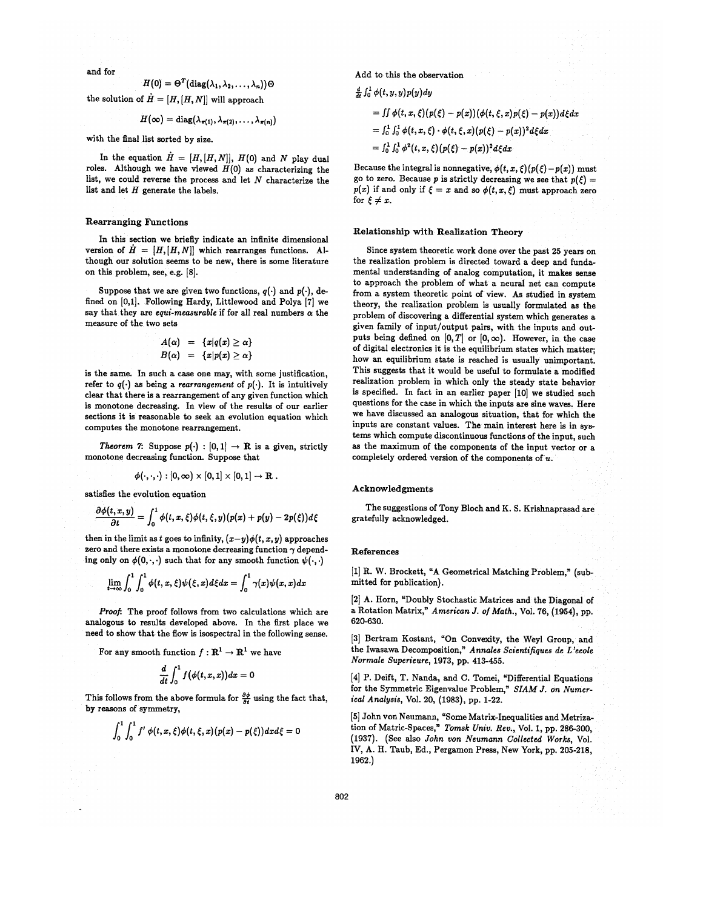and for

$$H(0) = \Theta^T(\text{diag}(\lambda_1, \lambda_2, \ldots, \lambda_n))\Theta$$

the solution of $\dot{H} = [H, [H, N]]$ will approach

$$H(\infty) = \text{diag}(\lambda_{\pi(1)}, \lambda_{\pi(2)}, \ldots, \lambda_{\pi(n)})$$

with the final list sorted by size.

In the equation $\dot{H} = [H, [H, N]]$, $H(0)$ and $N$ play dual roles. Although we have viewed $H(0)$ as characterizing the list, we could reverse the process and let $N$ characterize the list and let $H$ generate the labels.

## Rearranging Functions

In this section we briefly indicate an infinite dimensional version of $\dot{H} = [H, [H, N]]$ which rearranges functions. Although our solution seems to be new, there is some literature on this problem, see, e.g. [8].

Suppose that we are given two functions, $q(\cdot)$ and $p(\cdot)$, defined on [0,1]. Following Hardy, Littlewood and Polya [7] we say that they are *equi-measurable* if for all real numbers $\alpha$ the measure of the two sets

$$\begin{aligned} A(\alpha) &= \{x | q(x) \geq \alpha\} \\ B(\alpha) &= \{x | p(x) \geq \alpha\} \end{aligned}$$

is the same. In such a case one may, with some justification, refer to $q(\cdot)$ as being a *rearrangement* of $p(\cdot)$. It is intuitively clear that there is a rearrangement of any given function which is monotone decreasing. In view of the results of our earlier sections it is reasonable to seek an evolution equation which computes the monotone rearrangement.

*Theorem 7*: Suppose $p(\cdot) : [0,1] \to \mathbf{R}$ is a given, strictly monotone decreasing function. Suppose that

$$\phi(\cdot,\cdot,\cdot) : [0,\infty) \times [0,1] \times [0,1] \to \mathbf{R}\,.$$

satisfies the evolution equation

$$\frac{\partial \phi(t,x,y)}{\partial t} = \int_0^1 \phi(t,x,\xi)\phi(t,\xi,y)(p(x) + p(y) - 2p(\xi))d\xi$$

then in the limit as $t$ goes to infinity, $(x-y)\phi(t,x,y)$ approaches zero and there exists a monotone decreasing function $\gamma$ depending only on $\phi(0,\cdot,\cdot)$ such that for any smooth function $\psi(\cdot,\cdot)$

$$\lim_{t\to\infty} \int_0^1 \int_0^1 \phi(t,x,\xi)\psi(\xi,x)d\xi dx = \int_0^1 \gamma(x)\psi(x,x)dx$$

*Proof*: The proof follows from two calculations which are analogous to results developed above. In the first place we need to show that the flow is isospectral in the following sense.

For any smooth function $f : \mathbf{R}^1 \to \mathbf{R}^1$ we have

$$\frac{d}{dt}\int_0^1 f(\phi(t,x,x))dx = 0$$

This follows from the above formula for $\frac{\partial \phi}{\partial t}$ using the fact that, by reasons of symmetry,

$$\int_0^1 \int_0^1 f' \, \phi(t,x,\xi)\phi(t,\xi,x)(p(x) - p(\xi))dx d\xi = 0$$

Add to this the observation

$$\begin{aligned} &\tfrac{d}{dt}\textstyle\int_0^1 \phi(t,y,y)p(y)dy \\ &= \textstyle\iint \phi(t,x,\xi)(p(\xi) - p(x))(\phi(t,\xi,x)p(\xi) - p(x))d\xi dx \\ &= \textstyle\int_0^1\int_0^1 \phi(t,x,\xi)\cdot\phi(t,\xi,x)(p(\xi) - p(x))^2 d\xi dx \\ &= \textstyle\int_0^1\int_0^1 \phi^2(t,x,\xi)(p(\xi) - p(x))^2 d\xi dx \end{aligned}$$

Because the integral is nonnegative, $\phi(t,x,\xi)(p(\xi) - p(x))$ must go to zero. Because $p$ is strictly decreasing we see that $p(\xi) = p(x)$ if and only if $\xi = x$ and so $\phi(t,x,\xi)$ must approach zero for $\xi \neq x$.

## Relationship with Realization Theory

Since system theoretic work done over the past 25 years on the realization problem is directed toward a deep and fundamental understanding of analog computation, it makes sense to approach the problem of what a neural net can compute from a system theoretic point of view. As studied in system theory, the realization problem is usually formulated as the problem of discovering a differential system which generates a given family of input/output pairs, with the inputs and outputs being defined on $[0,T]$ or $[0,\infty)$. However, in the case of digital electronics it is the equilibrium states which matter; how an equilibrium state is reached is usually unimportant. This suggests that it would be useful to formulate a modified realization problem in which only the steady state behavior is specified. In fact in an earlier paper [10] we studied such questions for the case in which the inputs are sine waves. Here we have discussed an analogous situation, that for which the inputs are constant values. The main interest here is in systems which compute discontinuous functions of the input, such as the maximum of the components of the input vector or a completely ordered version of the components of $u$.

## Acknowledgments

The suggestions of Tony Bloch and K. S. Krishnaprasad are gratefully acknowledged.

## References

[1] R. W. Brockett, "A Geometrical Matching Problem," (submitted for publication).

[2] A. Horn, "Doubly Stochastic Matrices and the Diagonal of a Rotation Matrix," *American J. of Math.*, Vol. 76, (1954), pp. 620-630.

[3] Bertram Kostant, "On Convexity, the Weyl Group, and the Iwasawa Decomposition," *Annales Scientifiques de L'ecole Normale Superieure*, 1973, pp. 413-455.

[4] P. Deift, T. Nanda, and C. Tomei, "Differential Equations for the Symmetric Eigenvalue Problem," *SIAM J. on Numerical Analysis*, Vol. 20, (1983), pp. 1-22.

[5] John von Neumann, "Some Matrix-Inequalities and Metrization of Matric-Spaces," *Tomsk Univ. Rev.*, Vol. 1, pp. 286-300, (1937). (See also *John von Neumann Collected Works*, Vol. IV, A. H. Taub, Ed., Pergamon Press, New York, pp. 205-218, 1962.)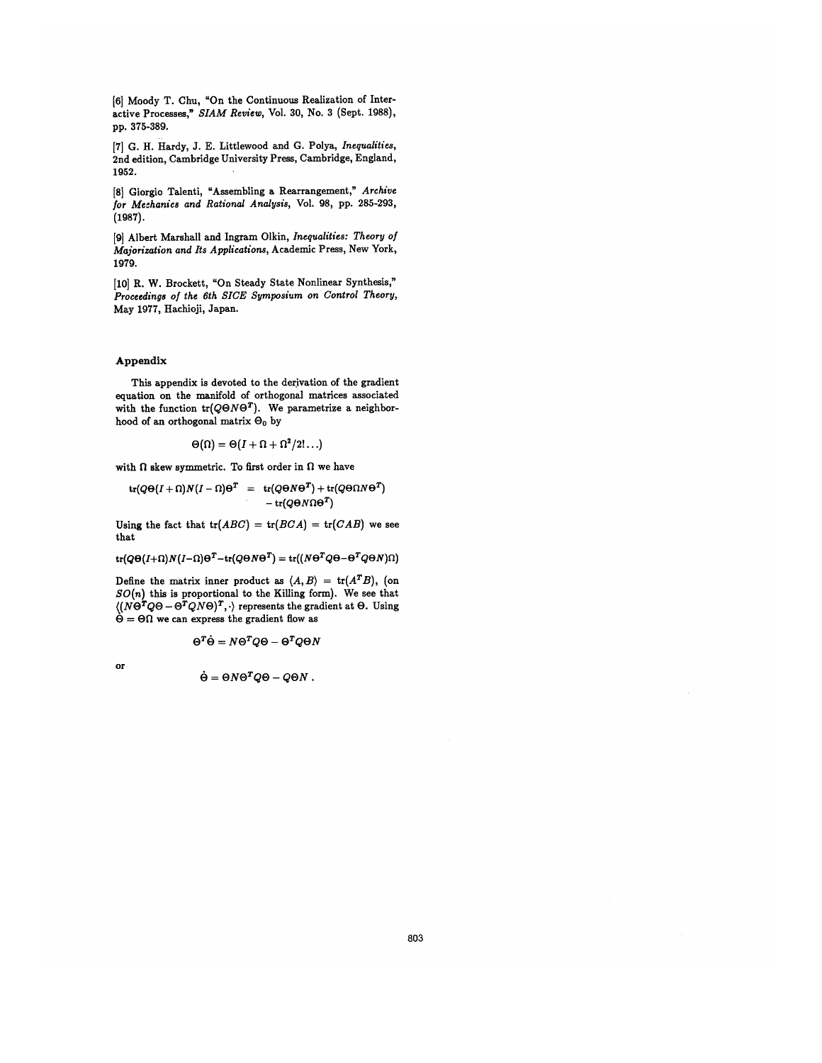[6] Moody T. Chu, "On the Continuous Realization of Interactive Processes," *SIAM Review*, Vol. 30, No. 3 (Sept. 1988), pp. 375-389.

[7] G. H. Hardy, J. E. Littlewood and G. Polya, *Inequalities*, 2nd edition, Cambridge University Press, Cambridge, England, 1952.

[8] Giorgio Talenti, "Assembling a Rearrangement," *Archive for Mechanics and Rational Analysis*, Vol. 98, pp. 285-293, (1987).

[9] Albert Marshall and Ingram Olkin, *Inequalities: Theory of Majorization and Its Applications*, Academic Press, New York, 1979.

[10] R. W. Brockett, "On Steady State Nonlinear Synthesis," *Proceedings of the 6th SICE Symposium on Control Theory*, May 1977, Hachioji, Japan.

## Appendix

This appendix is devoted to the derivation of the gradient equation on the manifold of orthogonal matrices associated with the function $\mathrm{tr}(Q\Theta N\Theta^T)$. We parametrize a neighborhood of an orthogonal matrix $\Theta_0$ by

$$\Theta(\Omega) = \Theta(I + \Omega + \Omega^2/2! \ldots)$$

with $\Omega$ skew symmetric. To first order in $\Omega$ we have

$$\begin{aligned}\mathrm{tr}(Q\Theta(I+\Omega)N(I-\Omega)\Theta^T &= \mathrm{tr}(Q\Theta N\Theta^T) + \mathrm{tr}(Q\Theta\Omega N\Theta^T) \\ &\quad - \mathrm{tr}(Q\Theta N\Omega\Theta^T)\end{aligned}$$

Using the fact that $\mathrm{tr}(ABC) = \mathrm{tr}(BCA) = \mathrm{tr}(CAB)$ we see that

$$\mathrm{tr}(Q\Theta(I+\Omega)N(I-\Omega)\Theta^T - \mathrm{tr}(Q\Theta N\Theta^T) = \mathrm{tr}((N\Theta^T Q\Theta - \Theta^T Q\Theta N)\Omega)$$

Define the matrix inner product as $\langle A, B\rangle = \mathrm{tr}(A^T B)$, (on $SO(n)$ this is proportional to the Killing form). We see that $\langle (N\Theta^T Q\Theta - \Theta^T QN\Theta)^T, \cdot\rangle$ represents the gradient at $\Theta$. Using $\dot{\Theta} = \Theta\Omega$ we can express the gradient flow as

$$\Theta^T\dot{\Theta} = N\Theta^T Q\Theta - \Theta^T Q\Theta N$$

or

$$\dot{\Theta} = \Theta N\Theta^T Q\Theta - Q\Theta N\,.$$